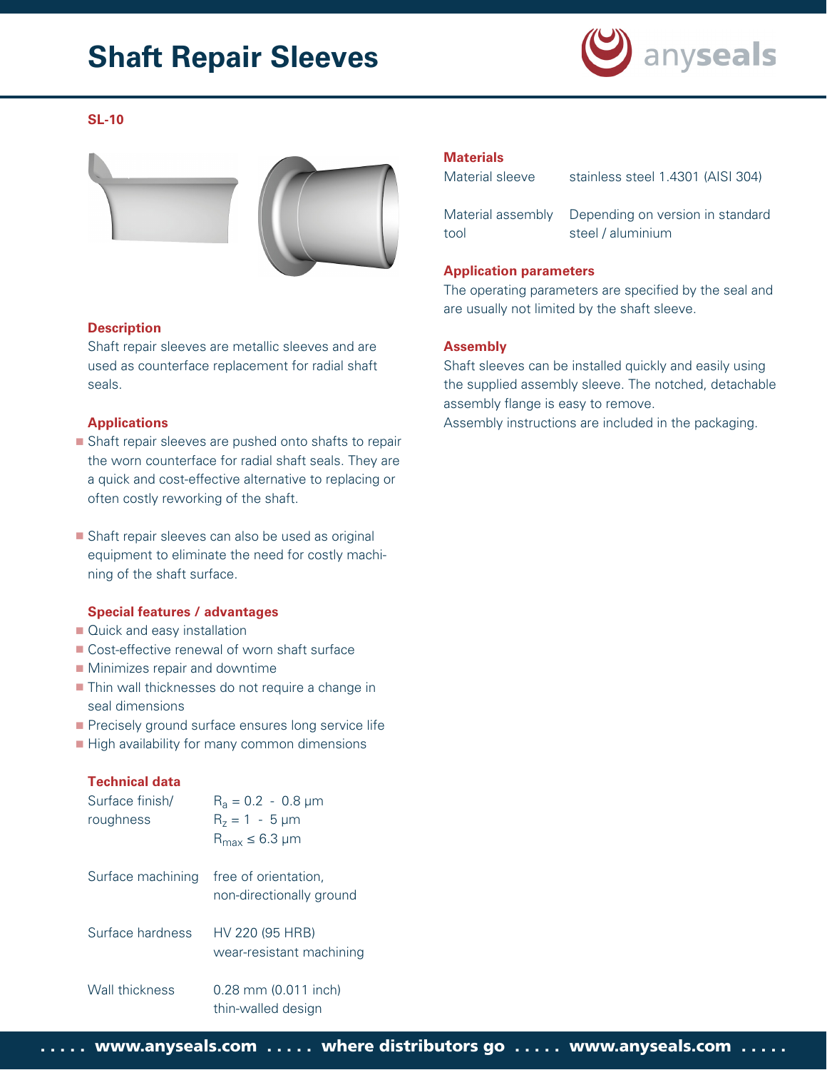# Shaft Repair Sleeves

**SL-10**

## Description

Shaft repair sleeves are metallic sleeves and are used as counterface replacement for radial shaft seals.

## Applications

- Shaft repair sleeves are pushed onto shafts to repair the worn counterface for radial shaft seals. They are a quick and cost-effective alternative to replacing or often costly reworking of the shaft.
- Shaft repair sleeves can also be used as original equipment to eliminate the need for costly machining of the shaft surface.

## Special features / advantages

- Quick and easy installation
- Cost-effective renewal of worn shaft surface
- Minimizes repair and downtime
- Thin wall thicknesses do not require a change in seal dimensions
- Precisely ground surface ensures long service life
- High availability for many common dimensions

## Technical data

| | |
|---|---|
| Surface finish/ roughness | $R_a = 0.2 - 0.8$ µm<br>$R_z = 1 - 5$ µm<br>$R_{max} \leq 6.3$ µm |
| Surface machining | free of orientation, non-directionally ground |
| Surface hardness | HV 220 (95 HRB) wear-resistant machining |
| Wall thickness | 0.28 mm (0.011 inch) thin-walled design |

## Materials

| | |
|---|---|
| Material sleeve | stainless steel 1.4301 (AISI 304) |
| Material assembly tool | Depending on version in standard steel / aluminium |

## Application parameters

The operating parameters are specified by the seal and are usually not limited by the shaft sleeve.

## Assembly

Shaft sleeves can be installed quickly and easily using the supplied assembly sleeve. The notched, detachable assembly flange is easy to remove.
Assembly instructions are included in the packaging.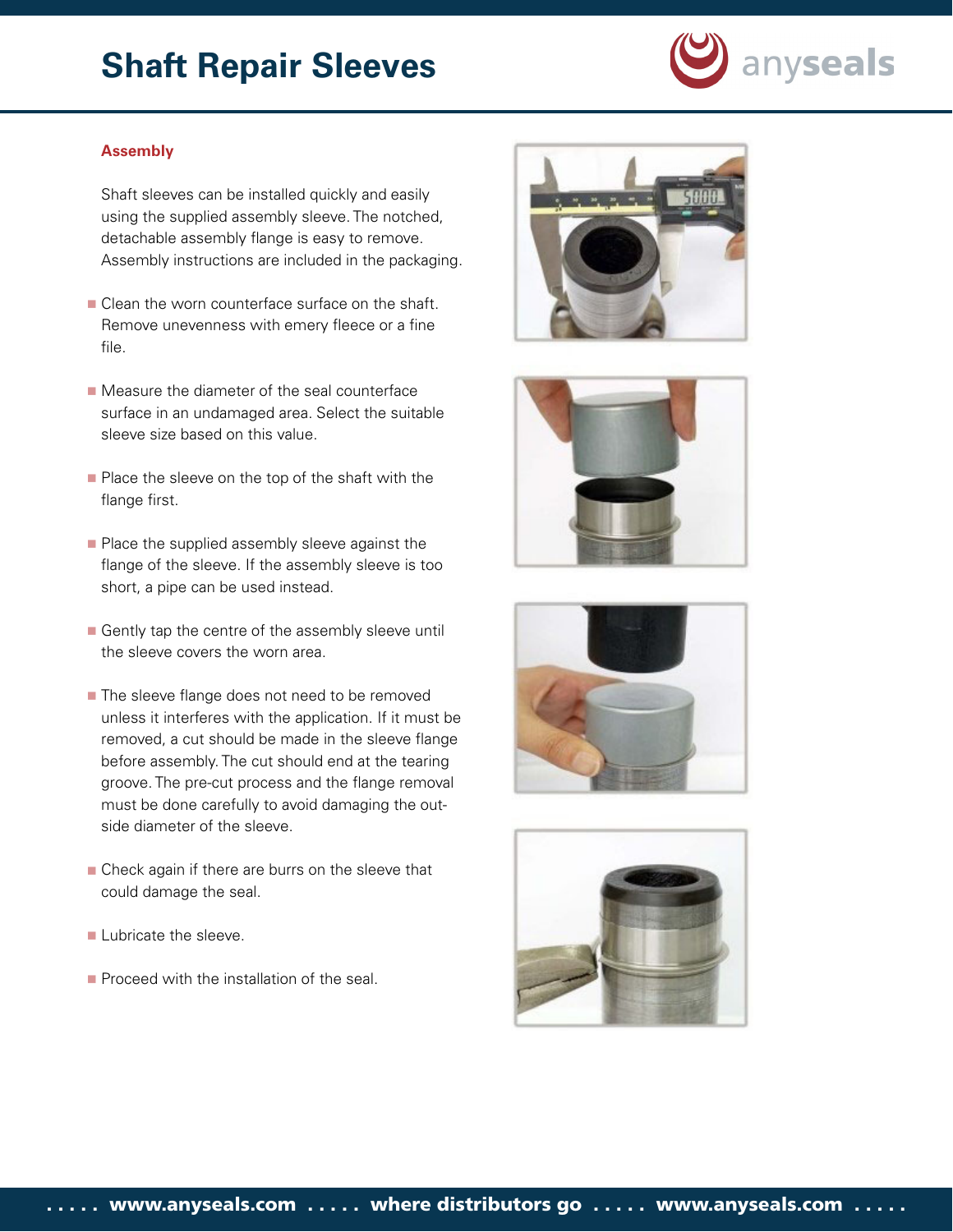# Shaft Repair Sleeves

## Assembly

Shaft sleeves can be installed quickly and easily using the supplied assembly sleeve. The notched, detachable assembly flange is easy to remove. Assembly instructions are included in the packaging.

- Clean the worn counterface surface on the shaft. Remove unevenness with emery fleece or a fine file.
- Measure the diameter of the seal counterface surface in an undamaged area. Select the suitable sleeve size based on this value.
- Place the sleeve on the top of the shaft with the flange first.
- Place the supplied assembly sleeve against the flange of the sleeve. If the assembly sleeve is too short, a pipe can be used instead.
- Gently tap the centre of the assembly sleeve until the sleeve covers the worn area.
- The sleeve flange does not need to be removed unless it interferes with the application. If it must be removed, a cut should be made in the sleeve flange before assembly. The cut should end at the tearing groove. The pre-cut process and the flange removal must be done carefully to avoid damaging the outside diameter of the sleeve.
- Check again if there are burrs on the sleeve that could damage the seal.
- Lubricate the sleeve.
- Proceed with the installation of the seal.